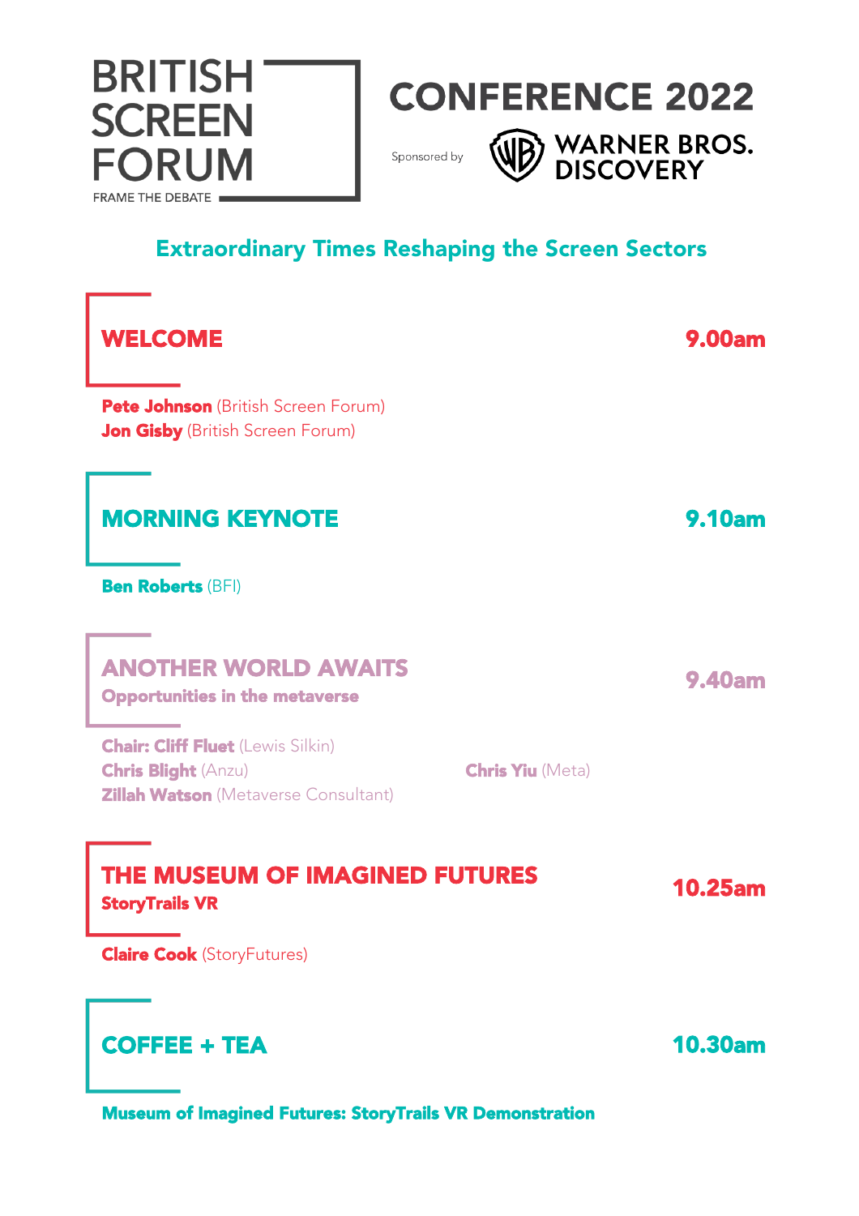# BRITISH SCREEN FORUM

FRAME THE DEBATE

# CONFERENCE 2022

Sponsored by WARNER BROS. DISCOVERY

## Extraordinary Times Reshaping the Screen Sectors

### WELCOME — 9.00am

**Pete Johnson** (British Screen Forum)
**Jon Gisby** (British Screen Forum)

### MORNING KEYNOTE — 9.10am

**Ben Roberts** (BFI)

### ANOTHER WORLD AWAITS — 9.40am

**Opportunities in the metaverse**

**Chair: Cliff Fluet** (Lewis Silkin)
**Chris Blight** (Anzu)
**Zillah Watson** (Metaverse Consultant)
**Chris Yiu** (Meta)

### THE MUSEUM OF IMAGINED FUTURES — 10.25am

**StoryTrails VR**

**Claire Cook** (StoryFutures)

### COFFEE + TEA — 10.30am

**Museum of Imagined Futures: StoryTrails VR Demonstration**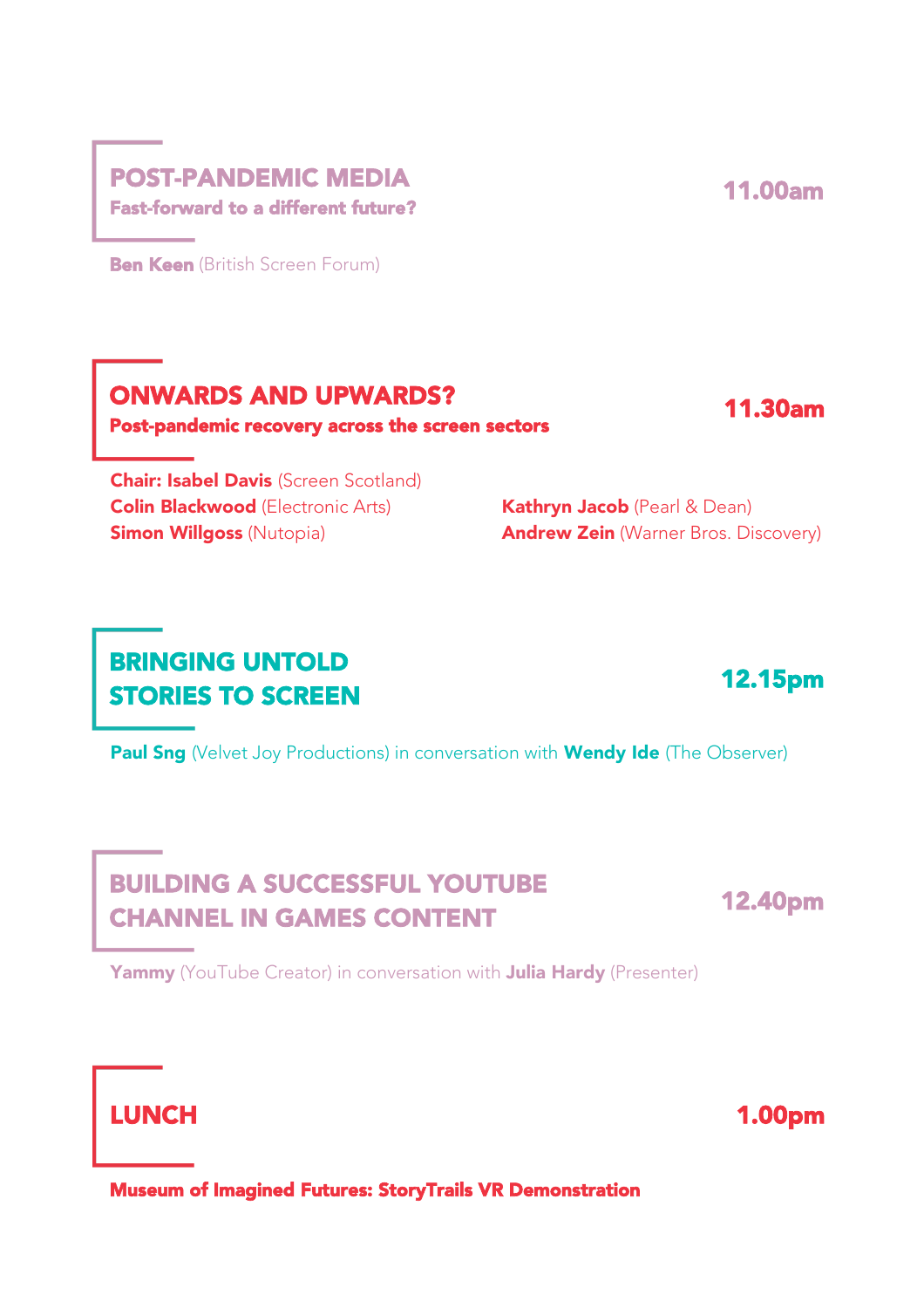## POST-PANDEMIC MEDIA

**Fast-forward to a different future?**

11.00am

**Ben Keen** (British Screen Forum)

## ONWARDS AND UPWARDS?

**Post-pandemic recovery across the screen sectors**

11.30am

**Chair: Isabel Davis** (Screen Scotland)
**Colin Blackwood** (Electronic Arts)
**Simon Willgoss** (Nutopia)
**Kathryn Jacob** (Pearl & Dean)
**Andrew Zein** (Warner Bros. Discovery)

## BRINGING UNTOLD STORIES TO SCREEN

12.15pm

**Paul Sng** (Velvet Joy Productions) in conversation with **Wendy Ide** (The Observer)

## BUILDING A SUCCESSFUL YOUTUBE CHANNEL IN GAMES CONTENT

12.40pm

**Yammy** (YouTube Creator) in conversation with **Julia Hardy** (Presenter)

## LUNCH

1.00pm

**Museum of Imagined Futures: StoryTrails VR Demonstration**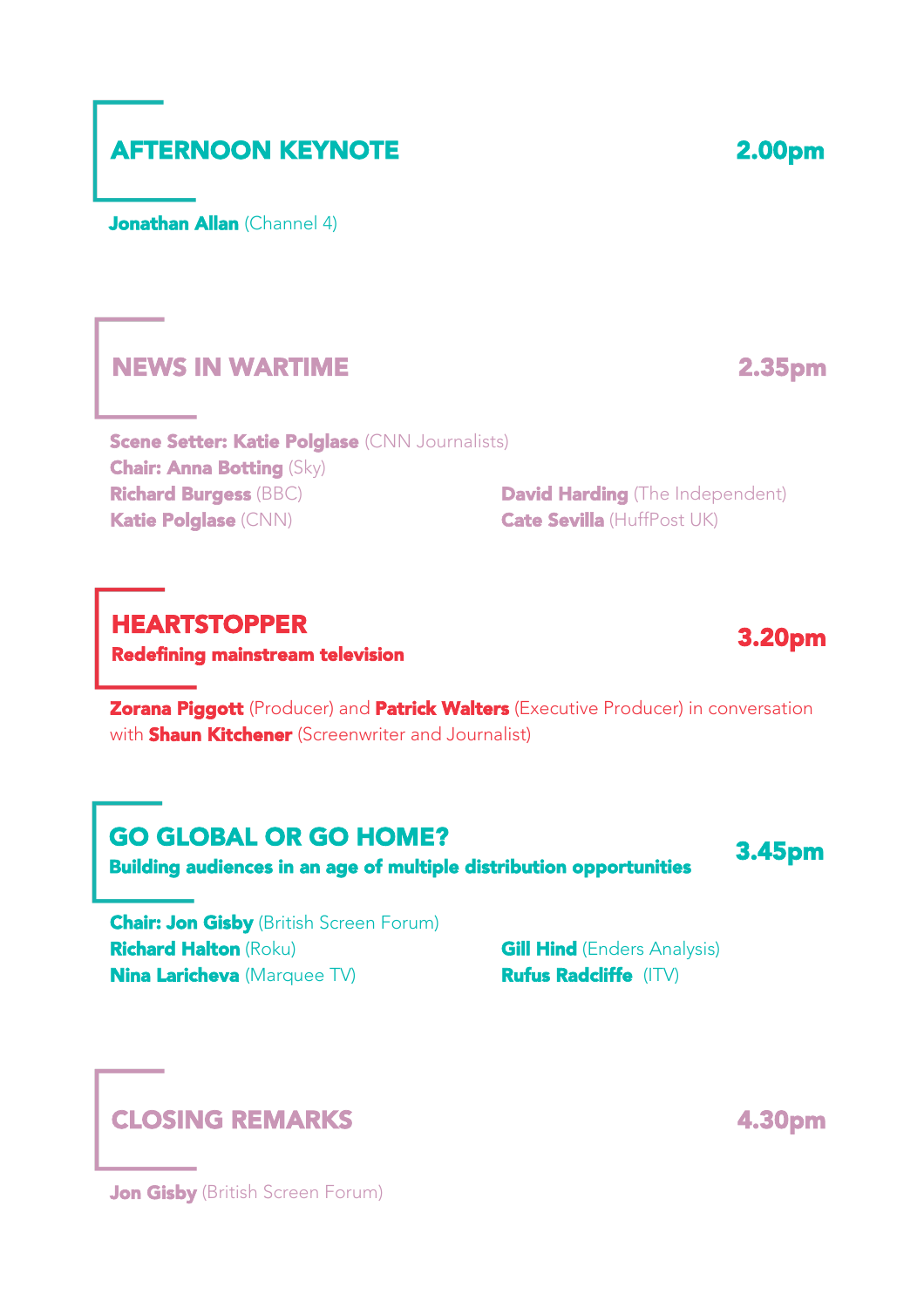## AFTERNOON KEYNOTE

**2.00pm**

**Jonathan Allan** (Channel 4)

## NEWS IN WARTIME

**2.35pm**

**Scene Setter: Katie Polglase** (CNN Journalists)
**Chair: Anna Botting** (Sky)
**Richard Burgess** (BBC)
**Katie Polglase** (CNN)
**David Harding** (The Independent)
**Cate Sevilla** (HuffPost UK)

## HEARTSTOPPER

### Redefining mainstream television

**3.20pm**

**Zorana Piggott** (Producer) and **Patrick Walters** (Executive Producer) in conversation with **Shaun Kitchener** (Screenwriter and Journalist)

## GO GLOBAL OR GO HOME?

### Building audiences in an age of multiple distribution opportunities

**3.45pm**

**Chair: Jon Gisby** (British Screen Forum)
**Richard Halton** (Roku)
**Nina Laricheva** (Marquee TV)
**Gill Hind** (Enders Analysis)
**Rufus Radcliffe** (ITV)

## CLOSING REMARKS

**4.30pm**

**Jon Gisby** (British Screen Forum)